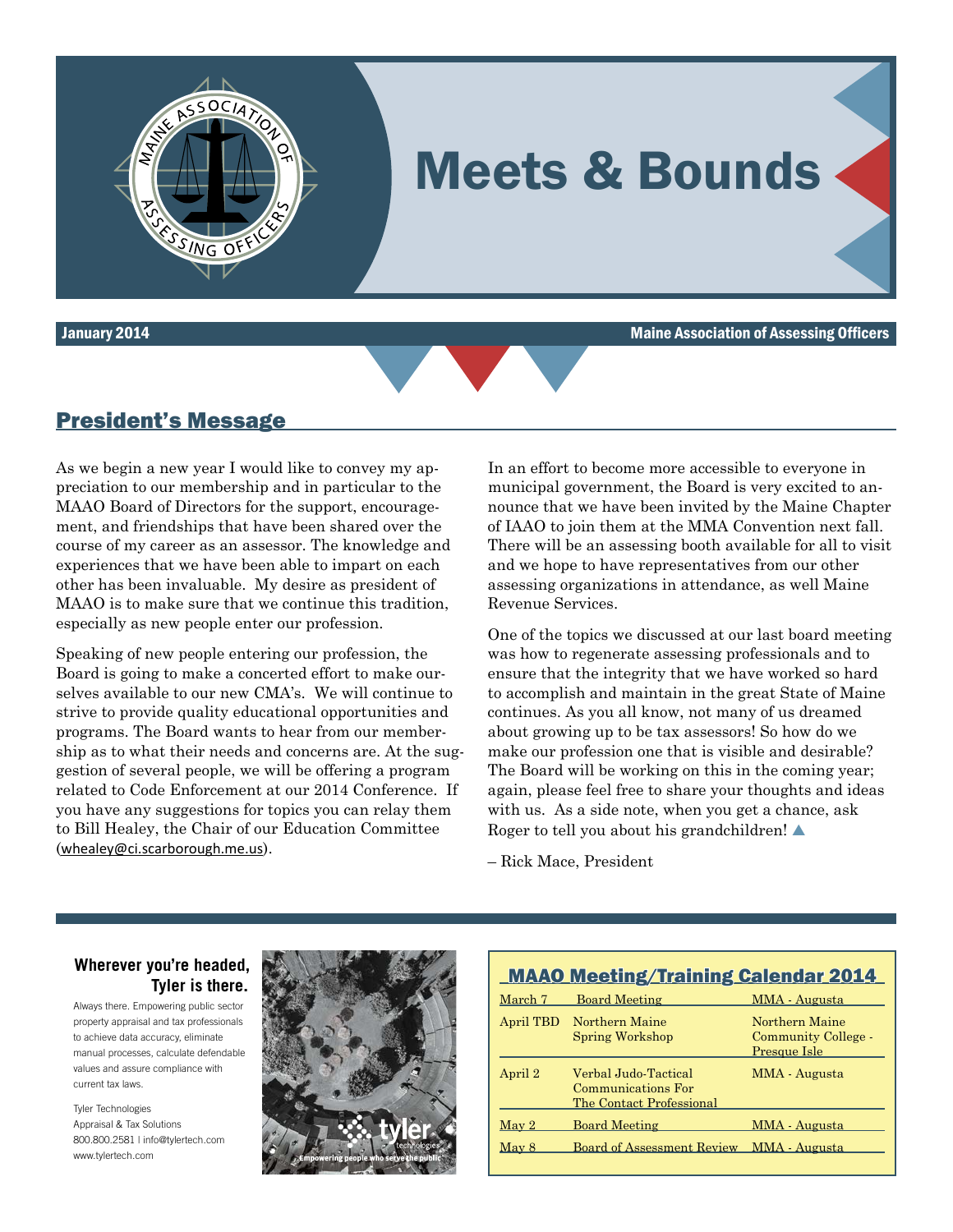# Meets & Bounds

**January 2014** — **Maine Association of Assessing Officers**

## President's Message

As we begin a new year I would like to convey my appreciation to our membership and in particular to the MAAO Board of Directors for the support, encouragement, and friendships that have been shared over the course of my career as an assessor. The knowledge and experiences that we have been able to impart on each other has been invaluable. My desire as president of MAAO is to make sure that we continue this tradition, especially as new people enter our profession.

Speaking of new people entering our profession, the Board is going to make a concerted effort to make ourselves available to our new CMA's. We will continue to strive to provide quality educational opportunities and programs. The Board wants to hear from our membership as to what their needs and concerns are. At the suggestion of several people, we will be offering a program related to Code Enforcement at our 2014 Conference. If you have any suggestions for topics you can relay them to Bill Healey, the Chair of our Education Committee (whealey@ci.scarborough.me.us).

In an effort to become more accessible to everyone in municipal government, the Board is very excited to announce that we have been invited by the Maine Chapter of IAAO to join them at the MMA Convention next fall. There will be an assessing booth available for all to visit and we hope to have representatives from our other assessing organizations in attendance, as well Maine Revenue Services.

One of the topics we discussed at our last board meeting was how to regenerate assessing professionals and to ensure that the integrity that we have worked so hard to accomplish and maintain in the great State of Maine continues. As you all know, not many of us dreamed about growing up to be tax assessors! So how do we make our profession one that is visible and desirable? The Board will be working on this in the coming year; again, please feel free to share your thoughts and ideas with us. As a side note, when you get a chance, ask Roger to tell you about his grandchildren! ▲

– Rick Mace, President

**Wherever you're headed, Tyler is there.**

Always there. Empowering public sector property appraisal and tax professionals to achieve data accuracy, eliminate manual processes, calculate defendable values and assure compliance with current tax laws.

Tyler Technologies
Appraisal & Tax Solutions
800.800.2581 | info@tylertech.com
www.tylertech.com

tyler technologies — Empowering people who serve the public

## MAAO Meeting/Training Calendar 2014

| Date | Event | Location |
|---|---|---|
| March 7 | Board Meeting | MMA - Augusta |
| April TBD | Northern Maine Spring Workshop | Northern Maine Community College - Presque Isle |
| April 2 | Verbal Judo-Tactical Communications For The Contact Professional | MMA - Augusta |
| May 2 | Board Meeting | MMA - Augusta |
| May 8 | Board of Assessment Review | MMA - Augusta |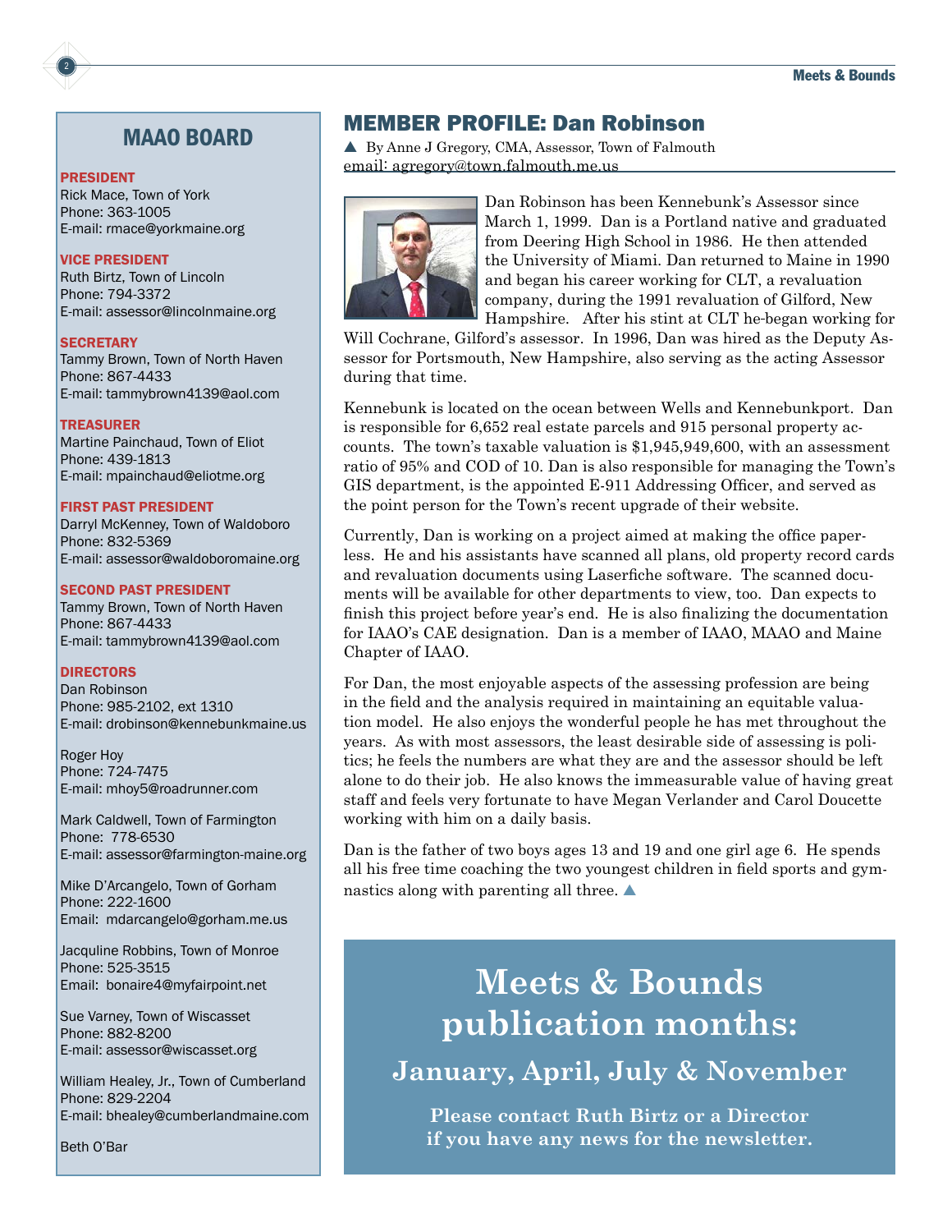## MAAO BOARD

**PRESIDENT**
Rick Mace, Town of York
Phone: 363-1005
E-mail: rmace@yorkmaine.org

**VICE PRESIDENT**
Ruth Birtz, Town of Lincoln
Phone: 794-3372
E-mail: assessor@lincolnmaine.org

**SECRETARY**
Tammy Brown, Town of North Haven
Phone: 867-4433
E-mail: tammybrown4139@aol.com

**TREASURER**
Martine Painchaud, Town of Eliot
Phone: 439-1813
E-mail: mpainchaud@eliotme.org

**FIRST PAST PRESIDENT**
Darryl McKenney, Town of Waldoboro
Phone: 832-5369
E-mail: assessor@waldoboromaine.org

**SECOND PAST PRESIDENT**
Tammy Brown, Town of North Haven
Phone: 867-4433
E-mail: tammybrown4139@aol.com

**DIRECTORS**
Dan Robinson
Phone: 985-2102, ext 1310
E-mail: drobinson@kennebunkmaine.us

Roger Hoy
Phone: 724-7475
E-mail: mhoy5@roadrunner.com

Mark Caldwell, Town of Farmington
Phone: 778-6530
E-mail: assessor@farmington-maine.org

Mike D'Arcangelo, Town of Gorham
Phone: 222-1600
Email: mdarcangelo@gorham.me.us

Jacquline Robbins, Town of Monroe
Phone: 525-3515
Email: bonaire4@myfairpoint.net

Sue Varney, Town of Wiscasset
Phone: 882-8200
E-mail: assessor@wiscasset.org

William Healey, Jr., Town of Cumberland
Phone: 829-2204
E-mail: bhealey@cumberlandmaine.com

Beth O'Bar

## MEMBER PROFILE: Dan Robinson

▲ By Anne J Gregory, CMA, Assessor, Town of Falmouth
email: agregory@town.falmouth.me.us

Dan Robinson has been Kennebunk's Assessor since March 1, 1999. Dan is a Portland native and graduated from Deering High School in 1986. He then attended the University of Miami. Dan returned to Maine in 1990 and began his career working for CLT, a revaluation company, during the 1991 revaluation of Gilford, New Hampshire. After his stint at CLT he began working for Will Cochrane, Gilford's assessor. In 1996, Dan was hired as the Deputy Assessor for Portsmouth, New Hampshire, also serving as the acting Assessor during that time.

Kennebunk is located on the ocean between Wells and Kennebunkport. Dan is responsible for 6,652 real estate parcels and 915 personal property accounts. The town's taxable valuation is $1,945,949,600, with an assessment ratio of 95% and COD of 10. Dan is also responsible for managing the Town's GIS department, is the appointed E-911 Addressing Officer, and served as the point person for the Town's recent upgrade of their website.

Currently, Dan is working on a project aimed at making the office paperless. He and his assistants have scanned all plans, old property record cards and revaluation documents using Laserfiche software. The scanned documents will be available for other departments to view, too. Dan expects to finish this project before year's end. He is also finalizing the documentation for IAAO's CAE designation. Dan is a member of IAAO, MAAO and Maine Chapter of IAAO.

For Dan, the most enjoyable aspects of the assessing profession are being in the field and the analysis required in maintaining an equitable valuation model. He also enjoys the wonderful people he has met throughout the years. As with most assessors, the least desirable side of assessing is politics; he feels the numbers are what they are and the assessor should be left alone to do their job. He also knows the immeasurable value of having great staff and feels very fortunate to have Megan Verlander and Carol Doucette working with him on a daily basis.

Dan is the father of two boys ages 13 and 19 and one girl age 6. He spends all his free time coaching the two youngest children in field sports and gymnastics along with parenting all three. ▲

## Meets & Bounds publication months:

### January, April, July & November

**Please contact Ruth Birtz or a Director if you have any news for the newsletter.**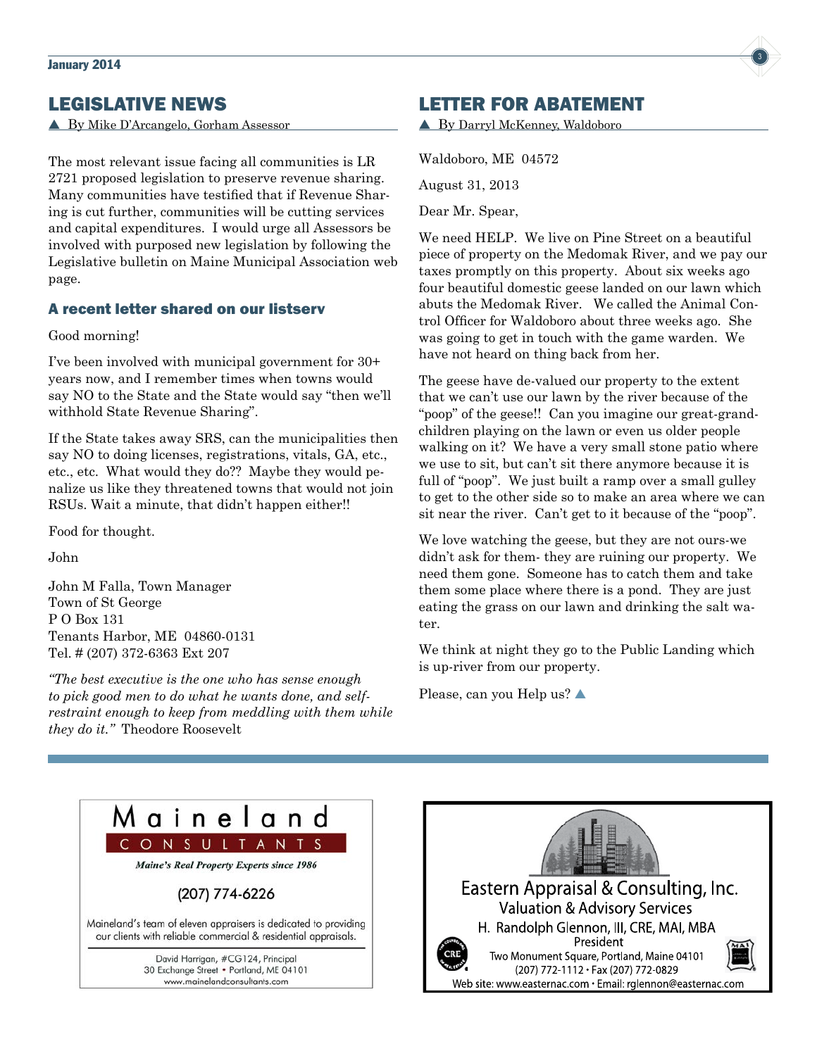## LEGISLATIVE NEWS

▲ By Mike D'Arcangelo, Gorham Assessor

The most relevant issue facing all communities is LR 2721 proposed legislation to preserve revenue sharing. Many communities have testified that if Revenue Sharing is cut further, communities will be cutting services and capital expenditures. I would urge all Assessors be involved with purposed new legislation by following the Legislative bulletin on Maine Municipal Association web page.

### A recent letter shared on our listserv

Good morning!

I've been involved with municipal government for 30+ years now, and I remember times when towns would say NO to the State and the State would say "then we'll withhold State Revenue Sharing".

If the State takes away SRS, can the municipalities then say NO to doing licenses, registrations, vitals, GA, etc., etc., etc. What would they do?? Maybe they would penalize us like they threatened towns that would not join RSUs. Wait a minute, that didn't happen either!!

Food for thought.

John

John M Falla, Town Manager
Town of St George
P O Box 131
Tenants Harbor, ME 04860-0131
Tel. # (207) 372-6363 Ext 207

*"The best executive is the one who has sense enough to pick good men to do what he wants done, and self-restraint enough to keep from meddling with them while they do it."* Theodore Roosevelt

## LETTER FOR ABATEMENT

▲ By Darryl McKenney, Waldoboro

Waldoboro, ME 04572

August 31, 2013

Dear Mr. Spear,

We need HELP. We live on Pine Street on a beautiful piece of property on the Medomak River, and we pay our taxes promptly on this property. About six weeks ago four beautiful domestic geese landed on our lawn which abuts the Medomak River. We called the Animal Control Officer for Waldoboro about three weeks ago. She was going to get in touch with the game warden. We have not heard on thing back from her.

The geese have de-valued our property to the extent that we can't use our lawn by the river because of the "poop" of the geese!! Can you imagine our great-grandchildren playing on the lawn or even us older people walking on it? We have a very small stone patio where we use to sit, but can't sit there anymore because it is full of "poop". We just built a ramp over a small gulley to get to the other side so to make an area where we can sit near the river. Can't get to it because of the "poop".

We love watching the geese, but they are not ours-we didn't ask for them- they are ruining our property. We need them gone. Someone has to catch them and take them some place where there is a pond. They are just eating the grass on our lawn and drinking the salt water.

We think at night they go to the Public Landing which is up-river from our property.

Please, can you Help us? ▲

---

**Maineland CONSULTANTS**

*Maine's Real Property Experts since 1986*

(207) 774-6226

Maineland's team of eleven appraisers is dedicated to providing our clients with reliable commercial & residential appraisals.

David Harrigan, #CG124, Principal
30 Exchange Street • Portland, ME 04101
www.mainelandconsultants.com

---

**Eastern Appraisal & Consulting, Inc.**

Valuation & Advisory Services

H. Randolph Glennon, III, CRE, MAI, MBA
President
Two Monument Square, Portland, Maine 04101
(207) 772-1112 • Fax (207) 772-0829
Web site: www.easternac.com • Email: rglennon@easternac.com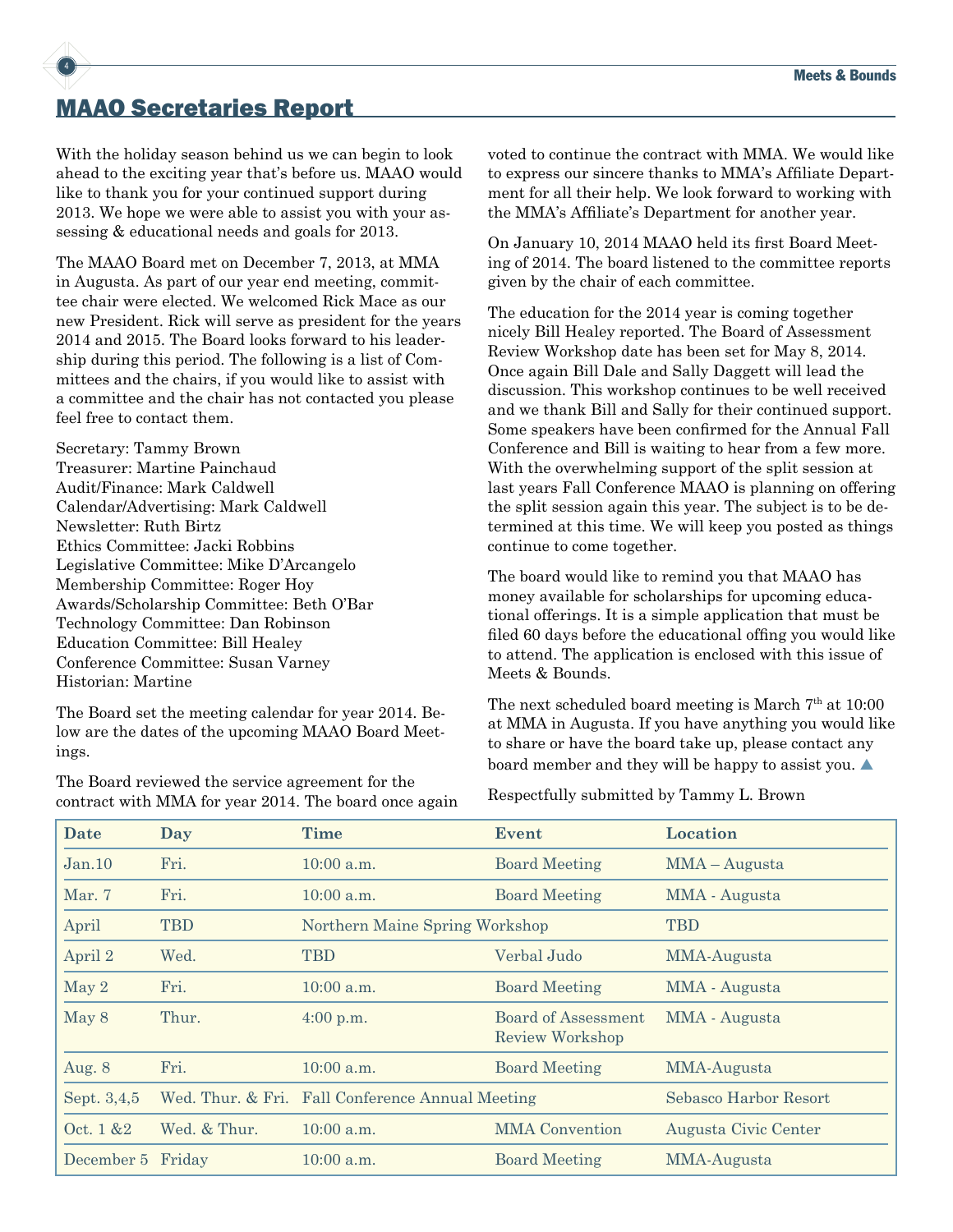# MAAO Secretaries Report

With the holiday season behind us we can begin to look ahead to the exciting year that's before us. MAAO would like to thank you for your continued support during 2013. We hope we were able to assist you with your assessing & educational needs and goals for 2013.

The MAAO Board met on December 7, 2013, at MMA in Augusta. As part of our year end meeting, committee chair were elected. We welcomed Rick Mace as our new President. Rick will serve as president for the years 2014 and 2015. The Board looks forward to his leadership during this period. The following is a list of Committees and the chairs, if you would like to assist with a committee and the chair has not contacted you please feel free to contact them.

Secretary: Tammy Brown
Treasurer: Martine Painchaud
Audit/Finance: Mark Caldwell
Calendar/Advertising: Mark Caldwell
Newsletter: Ruth Birtz
Ethics Committee: Jacki Robbins
Legislative Committee: Mike D'Arcangelo
Membership Committee: Roger Hoy
Awards/Scholarship Committee: Beth O'Bar
Technology Committee: Dan Robinson
Education Committee: Bill Healey
Conference Committee: Susan Varney
Historian: Martine

The Board set the meeting calendar for year 2014. Below are the dates of the upcoming MAAO Board Meetings.

The Board reviewed the service agreement for the contract with MMA for year 2014. The board once again voted to continue the contract with MMA. We would like to express our sincere thanks to MMA's Affiliate Department for all their help. We look forward to working with the MMA's Affiliate's Department for another year.

On January 10, 2014 MAAO held its first Board Meeting of 2014. The board listened to the committee reports given by the chair of each committee.

The education for the 2014 year is coming together nicely Bill Healey reported. The Board of Assessment Review Workshop date has been set for May 8, 2014. Once again Bill Dale and Sally Daggett will lead the discussion. This workshop continues to be well received and we thank Bill and Sally for their continued support. Some speakers have been confirmed for the Annual Fall Conference and Bill is waiting to hear from a few more. With the overwhelming support of the split session at last years Fall Conference MAAO is planning on offering the split session again this year. The subject is to be determined at this time. We will keep you posted as things continue to come together.

The board would like to remind you that MAAO has money available for scholarships for upcoming educational offerings. It is a simple application that must be filed 60 days before the educational offing you would like to attend. The application is enclosed with this issue of Meets & Bounds.

The next scheduled board meeting is March 7th at 10:00 at MMA in Augusta. If you have anything you would like to share or have the board take up, please contact any board member and they will be happy to assist you. ▲

Respectfully submitted by Tammy L. Brown

| Date | Day | Time | Event | Location |
|---|---|---|---|---|
| Jan.10 | Fri. | 10:00 a.m. | Board Meeting | MMA – Augusta |
| Mar. 7 | Fri. | 10:00 a.m. | Board Meeting | MMA - Augusta |
| April | TBD | Northern Maine Spring Workshop | | TBD |
| April 2 | Wed. | TBD | Verbal Judo | MMA-Augusta |
| May 2 | Fri. | 10:00 a.m. | Board Meeting | MMA - Augusta |
| May 8 | Thur. | 4:00 p.m. | Board of Assessment Review Workshop | MMA - Augusta |
| Aug. 8 | Fri. | 10:00 a.m. | Board Meeting | MMA-Augusta |
| Sept. 3,4,5 | Wed. Thur. & Fri. | Fall Conference Annual Meeting | | Sebasco Harbor Resort |
| Oct. 1 &2 | Wed. & Thur. | 10:00 a.m. | MMA Convention | Augusta Civic Center |
| December 5 | Friday | 10:00 a.m. | Board Meeting | MMA-Augusta |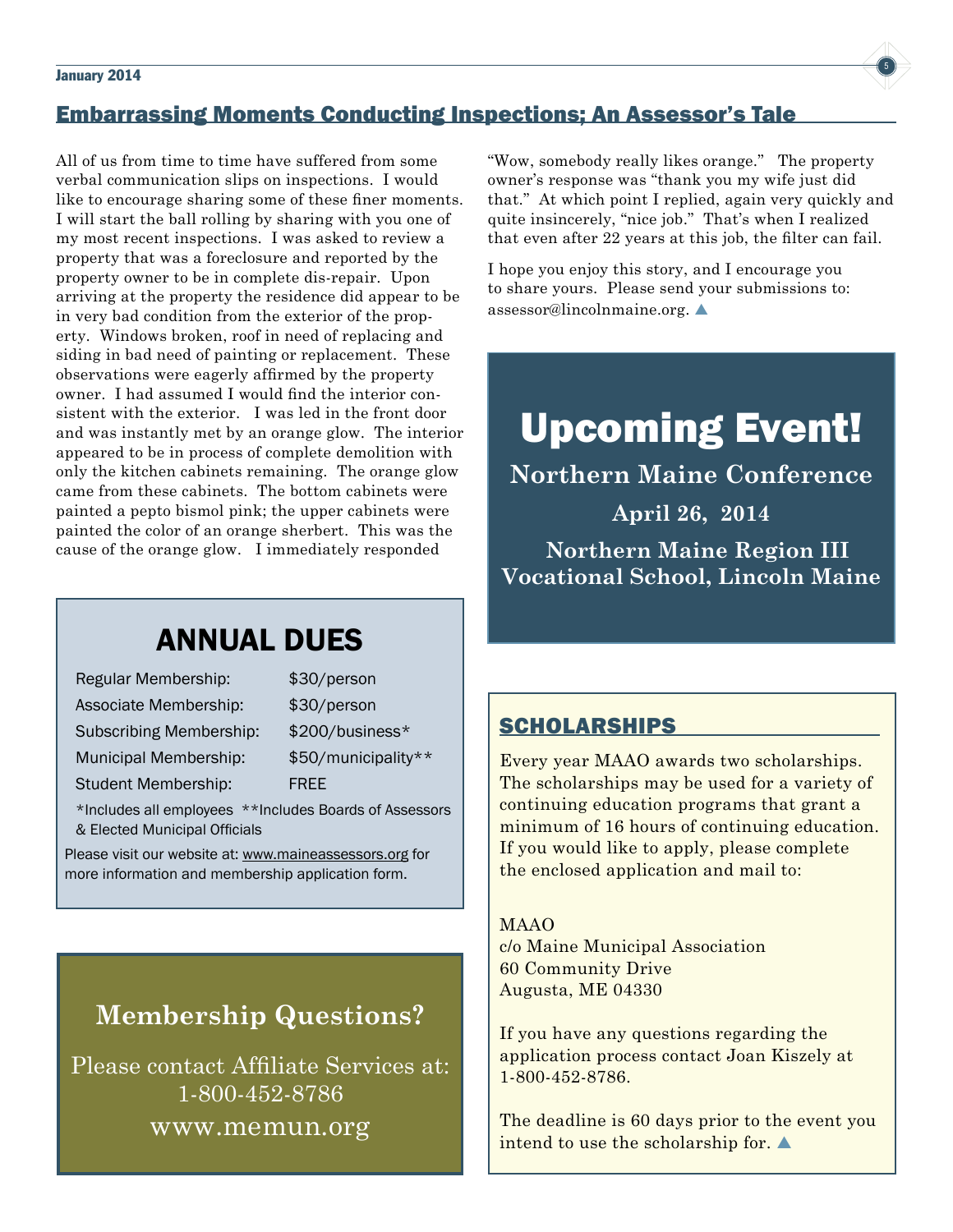## Embarrassing Moments Conducting Inspections; An Assessor's Tale

All of us from time to time have suffered from some verbal communication slips on inspections. I would like to encourage sharing some of these finer moments. I will start the ball rolling by sharing with you one of my most recent inspections. I was asked to review a property that was a foreclosure and reported by the property owner to be in complete dis-repair. Upon arriving at the property the residence did appear to be in very bad condition from the exterior of the property. Windows broken, roof in need of replacing and siding in bad need of painting or replacement. These observations were eagerly affirmed by the property owner. I had assumed I would find the interior consistent with the exterior. I was led in the front door and was instantly met by an orange glow. The interior appeared to be in process of complete demolition with only the kitchen cabinets remaining. The orange glow came from these cabinets. The bottom cabinets were painted a pepto bismol pink; the upper cabinets were painted the color of an orange sherbert. This was the cause of the orange glow. I immediately responded "Wow, somebody really likes orange." The property owner's response was "thank you my wife just did that." At which point I replied, again very quickly and quite insincerely, "nice job." That's when I realized that even after 22 years at this job, the filter can fail.

I hope you enjoy this story, and I encourage you to share yours. Please send your submissions to: assessor@lincolnmaine.org. ▲

## ANNUAL DUES

| | |
|---|---|
| Regular Membership: | $30/person |
| Associate Membership: | $30/person |
| Subscribing Membership: | $200/business* |
| Municipal Membership: | $50/municipality** |
| Student Membership: | FREE |

*Includes all employees **Includes Boards of Assessors & Elected Municipal Officials

Please visit our website at: www.maineassessors.org for more information and membership application form.

## Membership Questions?

Please contact Affiliate Services at:
1-800-452-8786
www.memun.org

# Upcoming Event!

**Northern Maine Conference**

**April 26, 2014**

**Northern Maine Region III Vocational School, Lincoln Maine**

## SCHOLARSHIPS

Every year MAAO awards two scholarships. The scholarships may be used for a variety of continuing education programs that grant a minimum of 16 hours of continuing education. If you would like to apply, please complete the enclosed application and mail to:

MAAO
c/o Maine Municipal Association
60 Community Drive
Augusta, ME 04330

If you have any questions regarding the application process contact Joan Kiszely at 1-800-452-8786.

The deadline is 60 days prior to the event you intend to use the scholarship for. ▲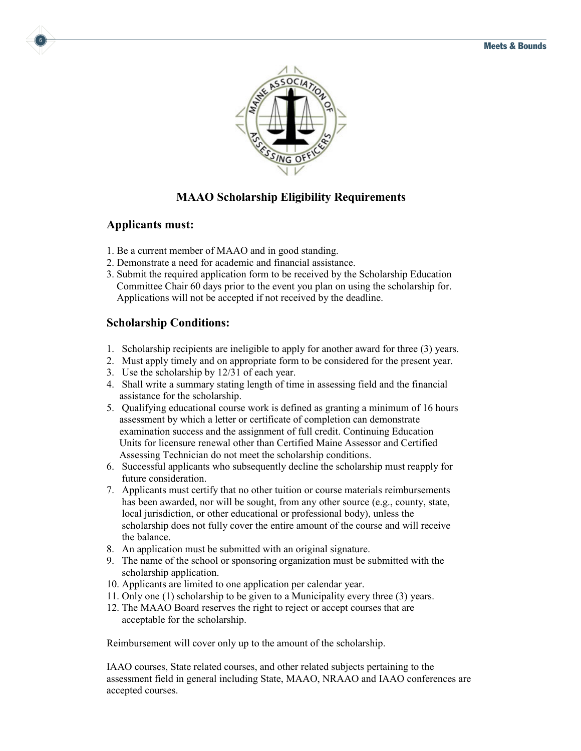# MAAO Scholarship Eligibility Requirements

## Applicants must:

1. Be a current member of MAAO and in good standing.
2. Demonstrate a need for academic and financial assistance.
3. Submit the required application form to be received by the Scholarship Education Committee Chair 60 days prior to the event you plan on using the scholarship for. Applications will not be accepted if not received by the deadline.

## Scholarship Conditions:

1. Scholarship recipients are ineligible to apply for another award for three (3) years.
2. Must apply timely and on appropriate form to be considered for the present year.
3. Use the scholarship by 12/31 of each year.
4. Shall write a summary stating length of time in assessing field and the financial assistance for the scholarship.
5. Qualifying educational course work is defined as granting a minimum of 16 hours assessment by which a letter or certificate of completion can demonstrate examination success and the assignment of full credit. Continuing Education Units for licensure renewal other than Certified Maine Assessor and Certified Assessing Technician do not meet the scholarship conditions.
6. Successful applicants who subsequently decline the scholarship must reapply for future consideration.
7. Applicants must certify that no other tuition or course materials reimbursements has been awarded, nor will be sought, from any other source (e.g., county, state, local jurisdiction, or other educational or professional body), unless the scholarship does not fully cover the entire amount of the course and will receive the balance.
8. An application must be submitted with an original signature.
9. The name of the school or sponsoring organization must be submitted with the scholarship application.
10. Applicants are limited to one application per calendar year.
11. Only one (1) scholarship to be given to a Municipality every three (3) years.
12. The MAAO Board reserves the right to reject or accept courses that are acceptable for the scholarship.

Reimbursement will cover only up to the amount of the scholarship.

IAAO courses, State related courses, and other related subjects pertaining to the assessment field in general including State, MAAO, NRAAO and IAAO conferences are accepted courses.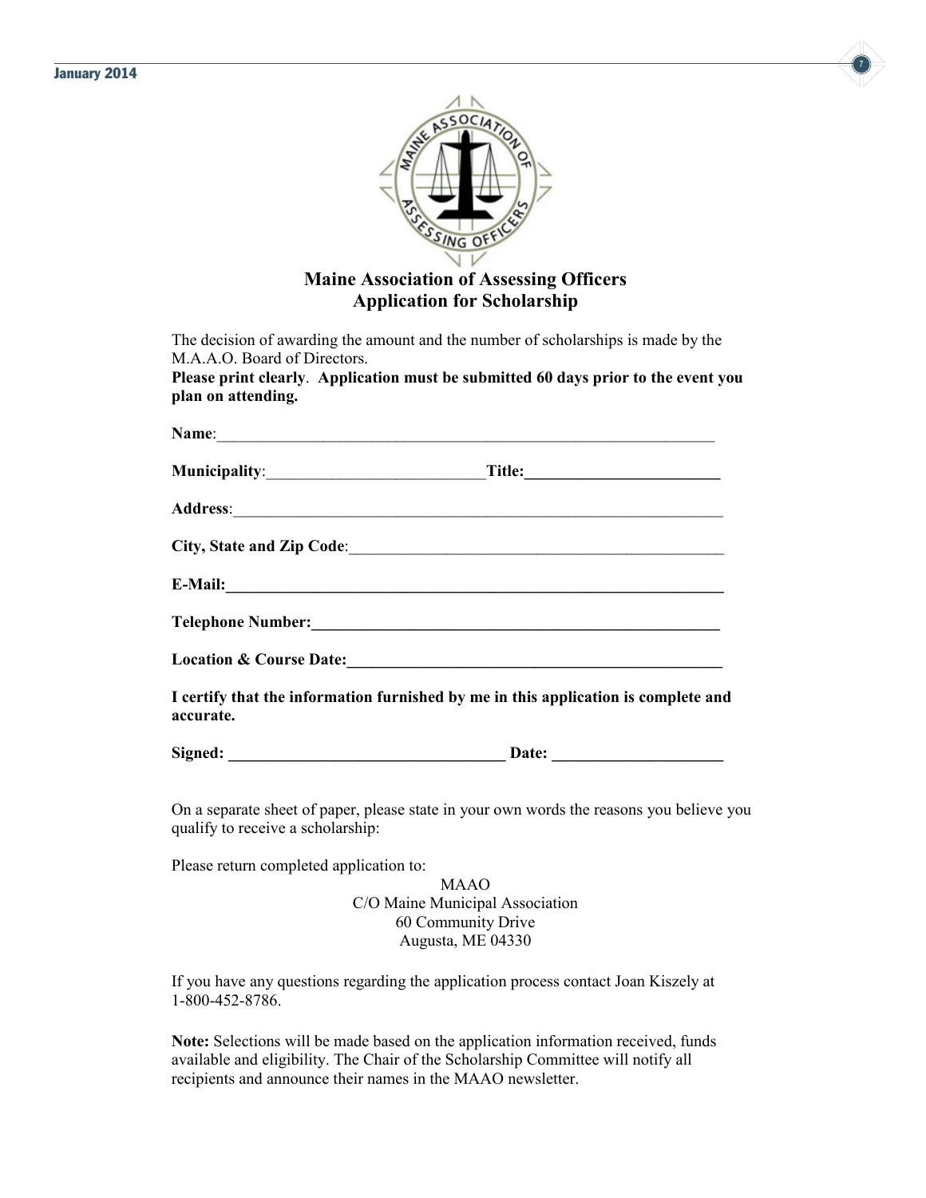# Maine Association of Assessing Officers
## Application for Scholarship

The decision of awarding the amount and the number of scholarships is made by the M.A.A.O. Board of Directors.

**Please print clearly**. **Application must be submitted 60 days prior to the event you plan on attending.**

**Name**:_______________________________________________________________

**Municipality**:____________________________**Title:**_________________________

**Address**:_______________________________________________________________

**City, State and Zip Code**:_________________________________________________

**E-Mail:**_________________________________________________________________

**Telephone Number:**_____________________________________________________

**Location & Course Date:**_________________________________________________

**I certify that the information furnished by me in this application is complete and accurate.**

**Signed:** ___________________________________ **Date:** _____________________

On a separate sheet of paper, please state in your own words the reasons you believe you qualify to receive a scholarship:

Please return completed application to:

MAAO
C/O Maine Municipal Association
60 Community Drive
Augusta, ME 04330

If you have any questions regarding the application process contact Joan Kiszely at 1-800-452-8786.

**Note:** Selections will be made based on the application information received, funds available and eligibility. The Chair of the Scholarship Committee will notify all recipients and announce their names in the MAAO newsletter.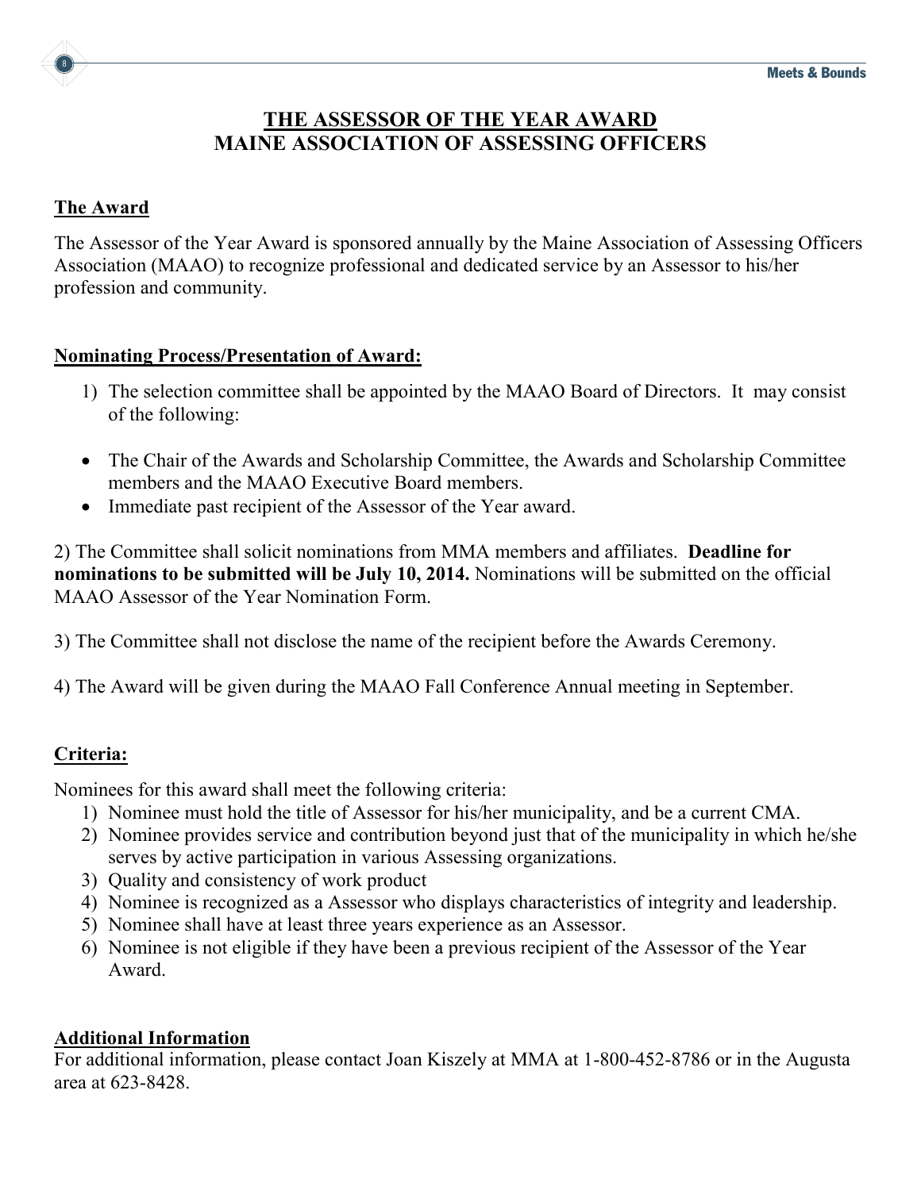# THE ASSESSOR OF THE YEAR AWARD
## MAINE ASSOCIATION OF ASSESSING OFFICERS

### The Award

The Assessor of the Year Award is sponsored annually by the Maine Association of Assessing Officers Association (MAAO) to recognize professional and dedicated service by an Assessor to his/her profession and community.

### Nominating Process/Presentation of Award:

1) The selection committee shall be appointed by the MAAO Board of Directors. It may consist of the following:

- The Chair of the Awards and Scholarship Committee, the Awards and Scholarship Committee members and the MAAO Executive Board members.
- Immediate past recipient of the Assessor of the Year award.

2) The Committee shall solicit nominations from MMA members and affiliates. **Deadline for nominations to be submitted will be July 10, 2014.** Nominations will be submitted on the official MAAO Assessor of the Year Nomination Form.

3) The Committee shall not disclose the name of the recipient before the Awards Ceremony.

4) The Award will be given during the MAAO Fall Conference Annual meeting in September.

### Criteria:

Nominees for this award shall meet the following criteria:

1) Nominee must hold the title of Assessor for his/her municipality, and be a current CMA.
2) Nominee provides service and contribution beyond just that of the municipality in which he/she serves by active participation in various Assessing organizations.
3) Quality and consistency of work product
4) Nominee is recognized as a Assessor who displays characteristics of integrity and leadership.
5) Nominee shall have at least three years experience as an Assessor.
6) Nominee is not eligible if they have been a previous recipient of the Assessor of the Year Award.

### Additional Information

For additional information, please contact Joan Kiszely at MMA at 1-800-452-8786 or in the Augusta area at 623-8428.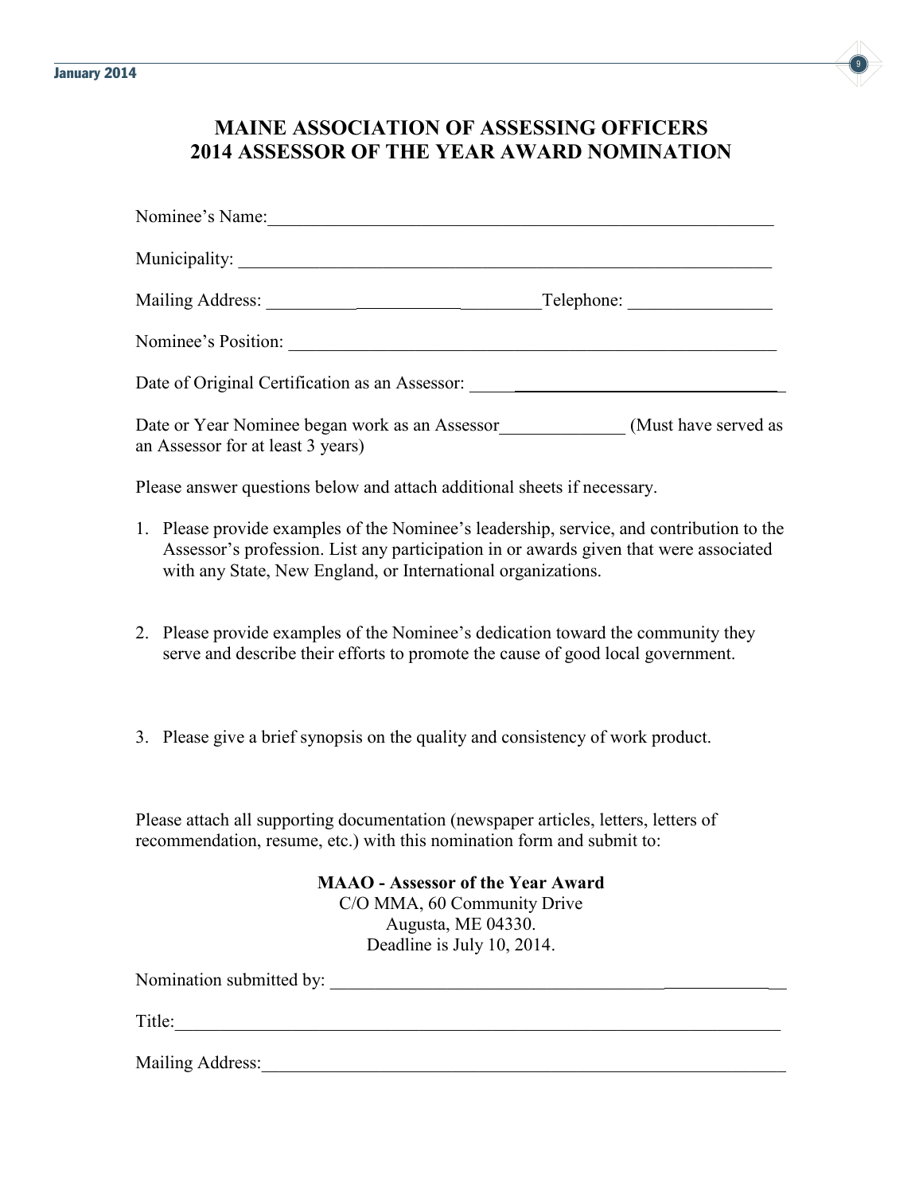# MAINE ASSOCIATION OF ASSESSING OFFICERS
# 2014 ASSESSOR OF THE YEAR AWARD NOMINATION

Nominee's Name:___________________________________________________________

Municipality: ______________________________________________________________

Mailing Address: ______________________________Telephone: ________________

Nominee's Position: __________________________________________________________

Date of Original Certification as an Assessor: ________________________________

Date or Year Nominee began work as an Assessor______________ (Must have served as an Assessor for at least 3 years)

Please answer questions below and attach additional sheets if necessary.

1. Please provide examples of the Nominee's leadership, service, and contribution to the Assessor's profession. List any participation in or awards given that were associated with any State, New England, or International organizations.

2. Please provide examples of the Nominee's dedication toward the community they serve and describe their efforts to promote the cause of good local government.

3. Please give a brief synopsis on the quality and consistency of work product.

Please attach all supporting documentation (newspaper articles, letters, letters of recommendation, resume, etc.) with this nomination form and submit to:

**MAAO - Assessor of the Year Award**
C/O MMA, 60 Community Drive
Augusta, ME 04330.
Deadline is July 10, 2014.

Nomination submitted by: ______________________________________________________

Title:____________________________________________________________________

Mailing Address:___________________________________________________________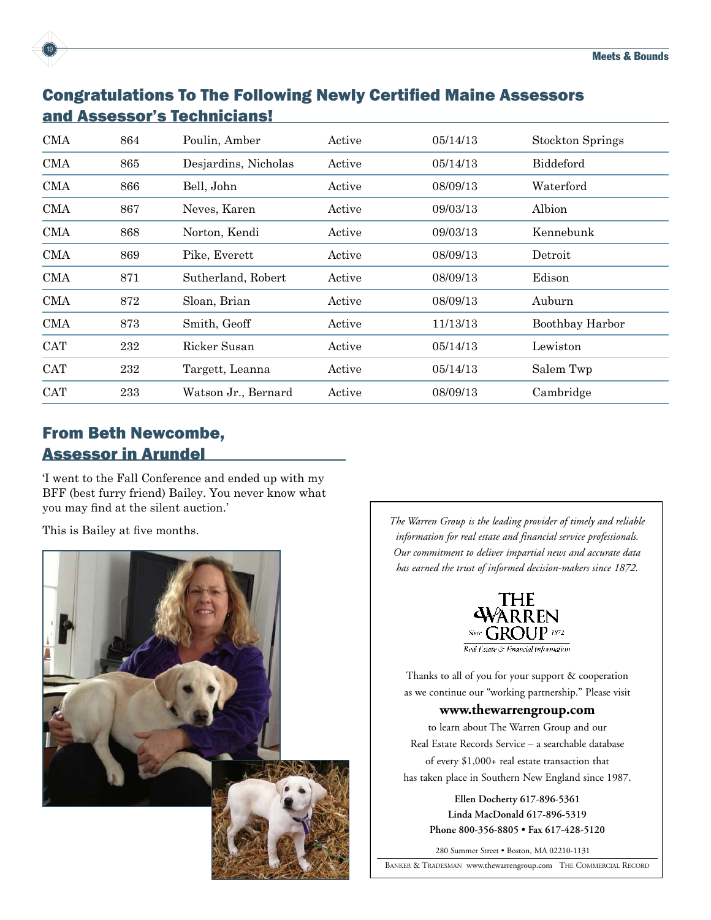## Congratulations To The Following Newly Certified Maine Assessors and Assessor's Technicians!

| | | | | | |
|---|---|---|---|---|---|
| CMA | 864 | Poulin, Amber | Active | 05/14/13 | Stockton Springs |
| CMA | 865 | Desjardins, Nicholas | Active | 05/14/13 | Biddeford |
| CMA | 866 | Bell, John | Active | 08/09/13 | Waterford |
| CMA | 867 | Neves, Karen | Active | 09/03/13 | Albion |
| CMA | 868 | Norton, Kendi | Active | 09/03/13 | Kennebunk |
| CMA | 869 | Pike, Everett | Active | 08/09/13 | Detroit |
| CMA | 871 | Sutherland, Robert | Active | 08/09/13 | Edison |
| CMA | 872 | Sloan, Brian | Active | 08/09/13 | Auburn |
| CMA | 873 | Smith, Geoff | Active | 11/13/13 | Boothbay Harbor |
| CAT | 232 | Ricker Susan | Active | 05/14/13 | Lewiston |
| CAT | 232 | Targett, Leanna | Active | 05/14/13 | Salem Twp |
| CAT | 233 | Watson Jr., Bernard | Active | 08/09/13 | Cambridge |

## From Beth Newcombe, Assessor in Arundel

'I went to the Fall Conference and ended up with my BFF (best furry friend) Bailey. You never know what you may find at the silent auction.'

This is Bailey at five months.

*The Warren Group is the leading provider of timely and reliable information for real estate and financial service professionals. Our commitment to deliver impartial news and accurate data has earned the trust of informed decision-makers since 1872.*

THE WARREN GROUP Since 1872
Real Estate & Financial Information

Thanks to all of you for your support & cooperation as we continue our "working partnership." Please visit

**www.thewarrengroup.com**

to learn about The Warren Group and our Real Estate Records Service – a searchable database of every $1,000+ real estate transaction that has taken place in Southern New England since 1987.

**Ellen Docherty 617-896-5361**
**Linda MacDonald 617-896-5319**
**Phone 800-356-8805 • Fax 617-428-5120**

280 Summer Street • Boston, MA 02210-1131

BANKER & TRADESMAN www.thewarrengroup.com THE COMMERCIAL RECORD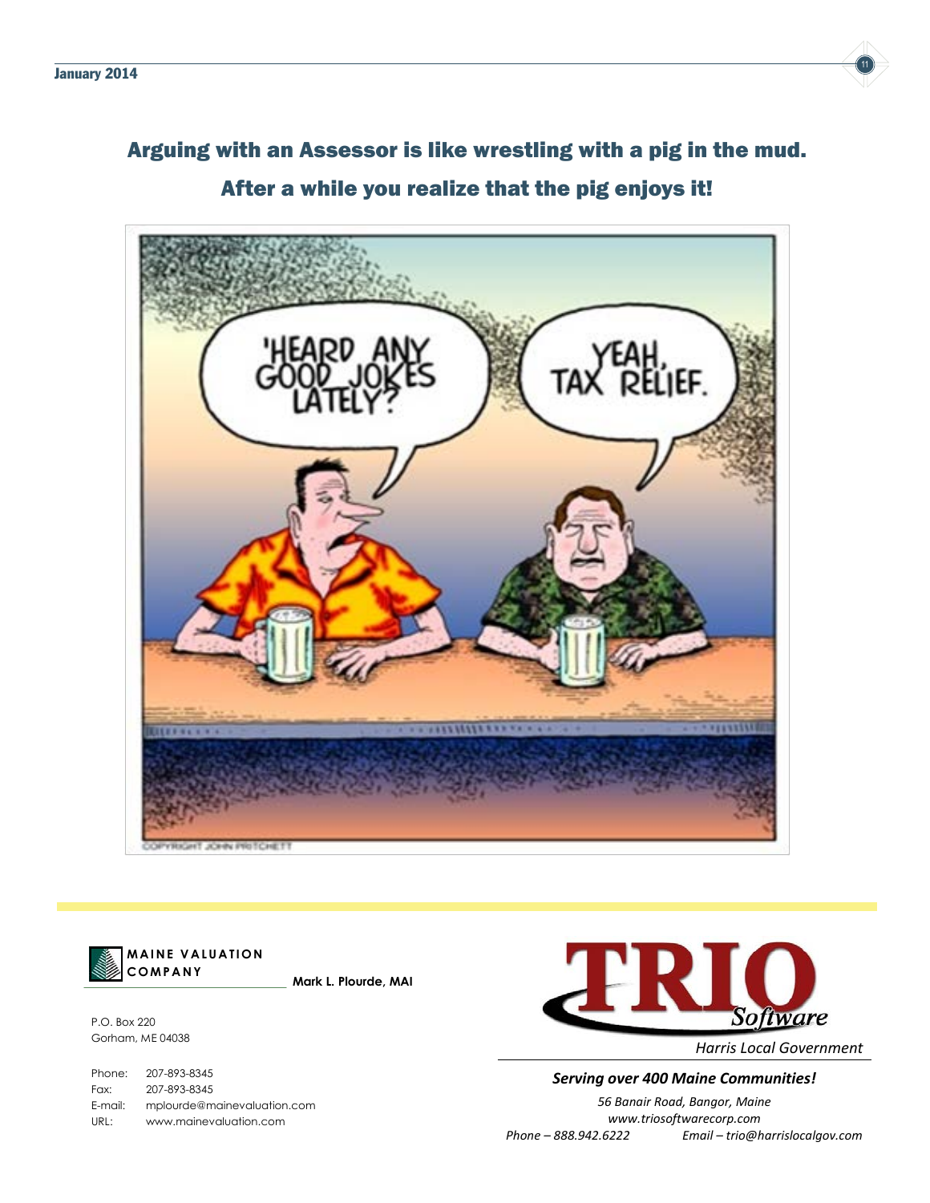## Arguing with an Assessor is like wrestling with a pig in the mud.

## After a while you realize that the pig enjoys it!

'HEARD ANY GOOD JOKES LATELY?

YEAH, TAX RELIEF.

COPYRIGHT JOHN PRITCHETT

**MAINE VALUATION COMPANY**

**Mark L. Plourde, MAI**

P.O. Box 220
Gorham, ME 04038

Phone: 207-893-8345
Fax: 207-893-8345
E-mail: mplourde@mainevaluation.com
URL: www.mainevaluation.com

**TRIO** *Software*

*Harris Local Government*

***Serving over 400 Maine Communities!***

*56 Banair Road, Bangor, Maine*
*www.triosoftwarecorp.com*
*Phone – 888.942.6222* *Email – trio@harrislocalgov.com*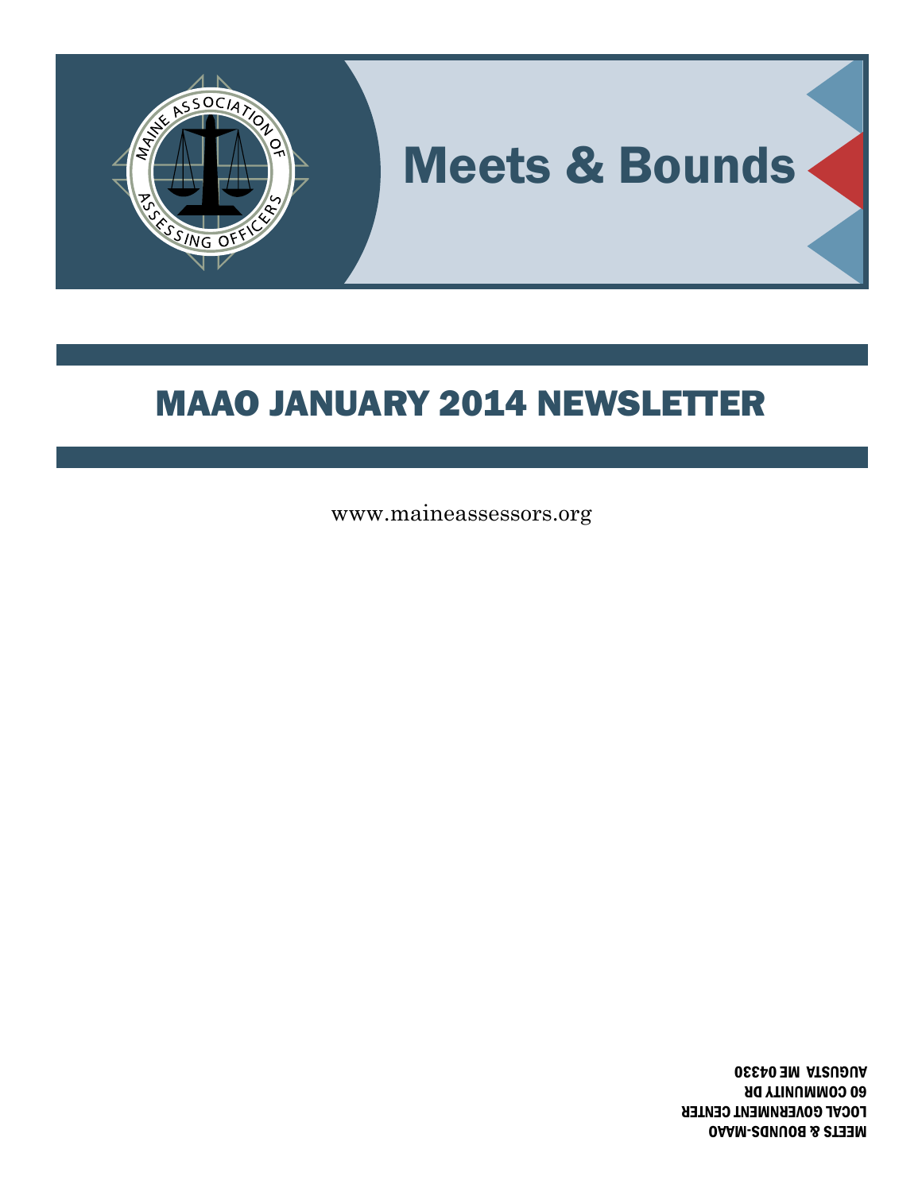# Meets & Bounds

## MAAO JANUARY 2014 NEWSLETTER

www.maineassessors.org

MEETS & BOUNDS-MAAO
LOCAL GOVERNMENT CENTER
60 COMMUNITY DR
AUGUSTA ME 04330